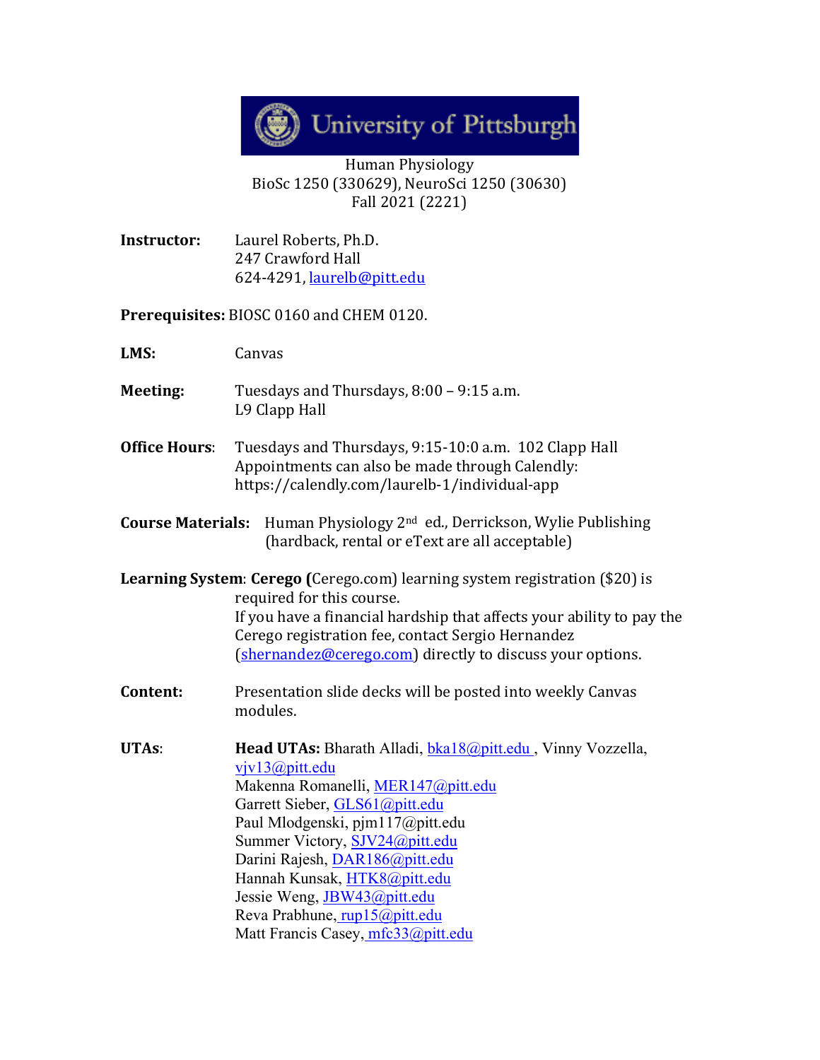University of Pittsburgh

Human Physiology
BioSc 1250 (330629), NeuroSci 1250 (30630)
Fall 2021 (2221)

**Instructor:** Laurel Roberts, Ph.D.
247 Crawford Hall
624-4291, laurelb@pitt.edu

**Prerequisites:** BIOSC 0160 and CHEM 0120.

**LMS:** Canvas

**Meeting:** Tuesdays and Thursdays, 8:00 – 9:15 a.m.
L9 Clapp Hall

**Office Hours**: Tuesdays and Thursdays, 9:15-10:0 a.m. 102 Clapp Hall
Appointments can also be made through Calendly:
https://calendly.com/laurelb-1/individual-app

**Course Materials:** Human Physiology 2nd ed., Derrickson, Wylie Publishing (hardback, rental or eText are all acceptable)

**Learning System**: **Cerego (**Cerego.com) learning system registration ($20) is required for this course.
If you have a financial hardship that affects your ability to pay the Cerego registration fee, contact Sergio Hernandez (shernandez@cerego.com) directly to discuss your options.

**Content:** Presentation slide decks will be posted into weekly Canvas modules.

**UTAs**: **Head UTAs:** Bharath Alladi, bka18@pitt.edu , Vinny Vozzella, vjv13@pitt.edu
Makenna Romanelli, MER147@pitt.edu
Garrett Sieber, GLS61@pitt.edu
Paul Mlodgenski, pjm117@pitt.edu
Summer Victory, SJV24@pitt.edu
Darini Rajesh, DAR186@pitt.edu
Hannah Kunsak, HTK8@pitt.edu
Jessie Weng, JBW43@pitt.edu
Reva Prabhune, rup15@pitt.edu
Matt Francis Casey, mfc33@pitt.edu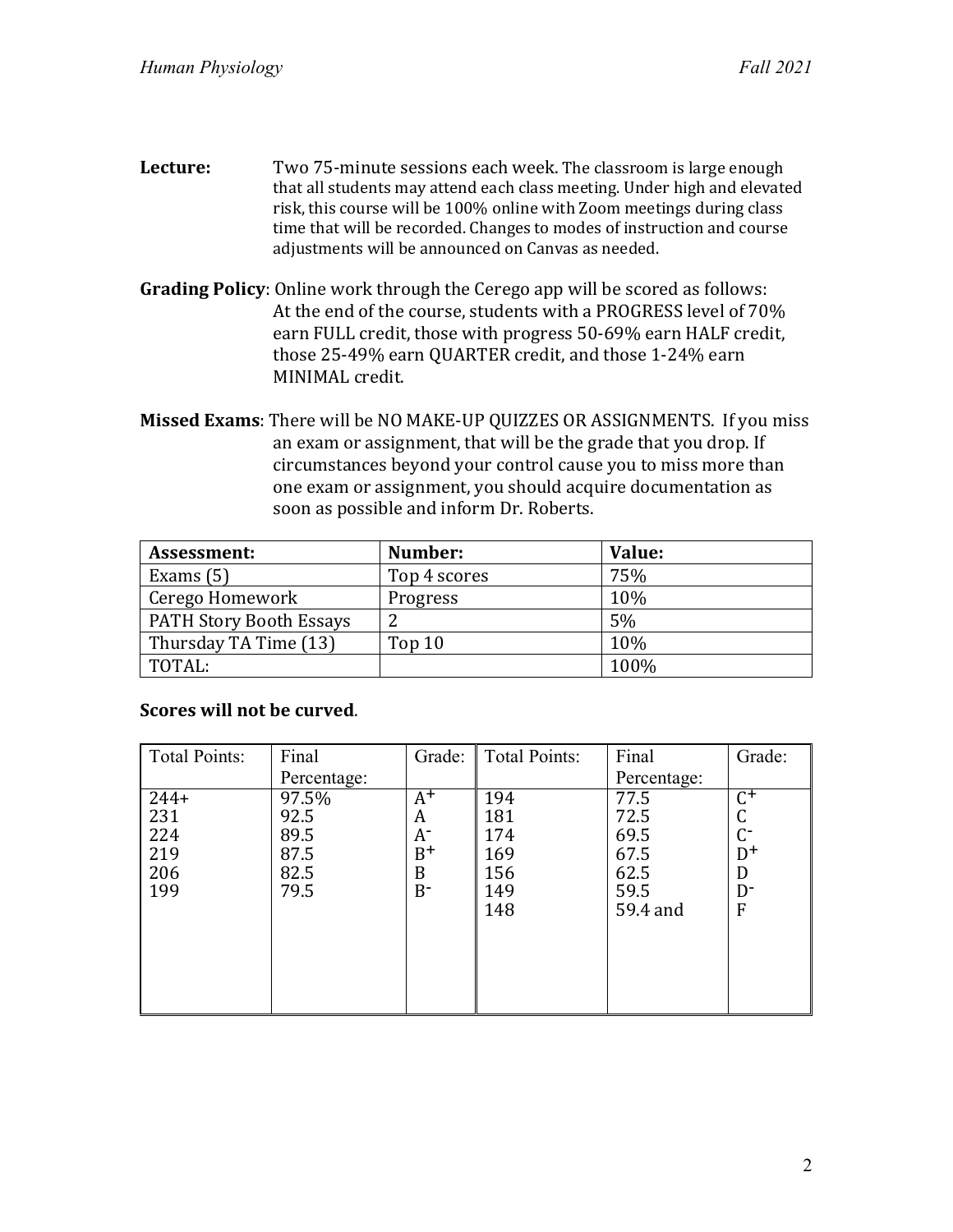**Lecture:** Two 75-minute sessions each week. The classroom is large enough that all students may attend each class meeting. Under high and elevated risk, this course will be 100% online with Zoom meetings during class time that will be recorded. Changes to modes of instruction and course adjustments will be announced on Canvas as needed.

**Grading Policy**: Online work through the Cerego app will be scored as follows: At the end of the course, students with a PROGRESS level of 70% earn FULL credit, those with progress 50-69% earn HALF credit, those 25-49% earn QUARTER credit, and those 1-24% earn MINIMAL credit.

**Missed Exams**: There will be NO MAKE-UP QUIZZES OR ASSIGNMENTS. If you miss an exam or assignment, that will be the grade that you drop. If circumstances beyond your control cause you to miss more than one exam or assignment, you should acquire documentation as soon as possible and inform Dr. Roberts.

| **Assessment:** | **Number:** | **Value:** |
|---|---|---|
| Exams (5) | Top 4 scores | 75% |
| Cerego Homework | Progress | 10% |
| PATH Story Booth Essays | 2 | 5% |
| Thursday TA Time (13) | Top 10 | 10% |
| TOTAL: | | 100% |

**Scores will not be curved**.

| Total Points: | Final Percentage: | Grade: | Total Points: | Final Percentage: | Grade: |
|---|---|---|---|---|---|
| 244+ | 97.5% | A+ | 194 | 77.5 | C+ |
| 231 | 92.5 | A | 181 | 72.5 | C |
| 224 | 89.5 | A- | 174 | 69.5 | C- |
| 219 | 87.5 | B+ | 169 | 67.5 | D+ |
| 206 | 82.5 | B | 156 | 62.5 | D |
| 199 | 79.5 | B- | 149 | 59.5 | D- |
| | | | 148 | 59.4 and | F |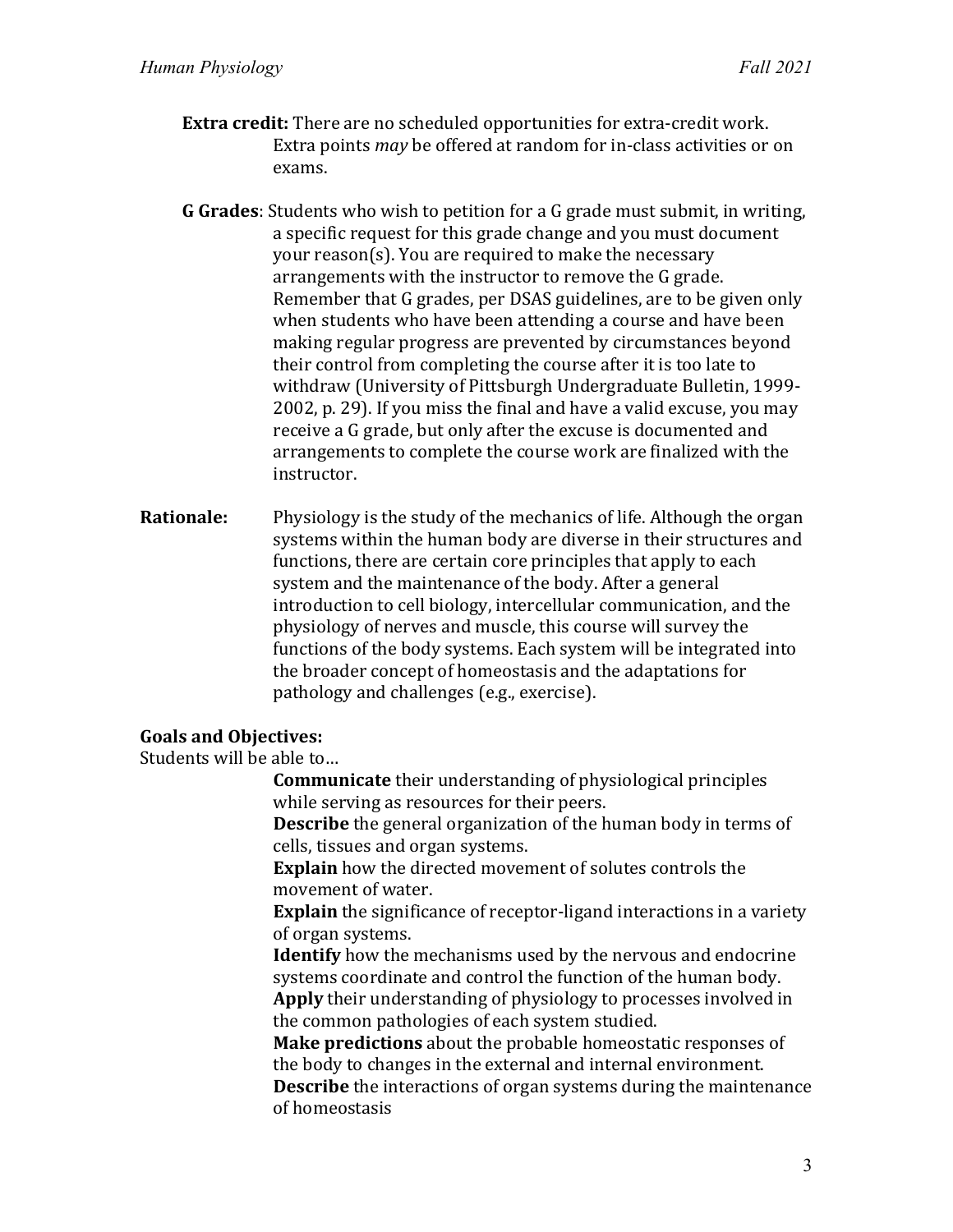**Extra credit:** There are no scheduled opportunities for extra-credit work. Extra points *may* be offered at random for in-class activities or on exams.

**G Grades**: Students who wish to petition for a G grade must submit, in writing, a specific request for this grade change and you must document your reason(s). You are required to make the necessary arrangements with the instructor to remove the G grade. Remember that G grades, per DSAS guidelines, are to be given only when students who have been attending a course and have been making regular progress are prevented by circumstances beyond their control from completing the course after it is too late to withdraw (University of Pittsburgh Undergraduate Bulletin, 1999-2002, p. 29). If you miss the final and have a valid excuse, you may receive a G grade, but only after the excuse is documented and arrangements to complete the course work are finalized with the instructor.

**Rationale:** Physiology is the study of the mechanics of life. Although the organ systems within the human body are diverse in their structures and functions, there are certain core principles that apply to each system and the maintenance of the body. After a general introduction to cell biology, intercellular communication, and the physiology of nerves and muscle, this course will survey the functions of the body systems. Each system will be integrated into the broader concept of homeostasis and the adaptations for pathology and challenges (e.g., exercise).

**Goals and Objectives:**

Students will be able to…

**Communicate** their understanding of physiological principles while serving as resources for their peers.

**Describe** the general organization of the human body in terms of cells, tissues and organ systems.

**Explain** how the directed movement of solutes controls the movement of water.

**Explain** the significance of receptor-ligand interactions in a variety of organ systems.

**Identify** how the mechanisms used by the nervous and endocrine systems coordinate and control the function of the human body.

**Apply** their understanding of physiology to processes involved in the common pathologies of each system studied.

**Make predictions** about the probable homeostatic responses of the body to changes in the external and internal environment.

**Describe** the interactions of organ systems during the maintenance of homeostasis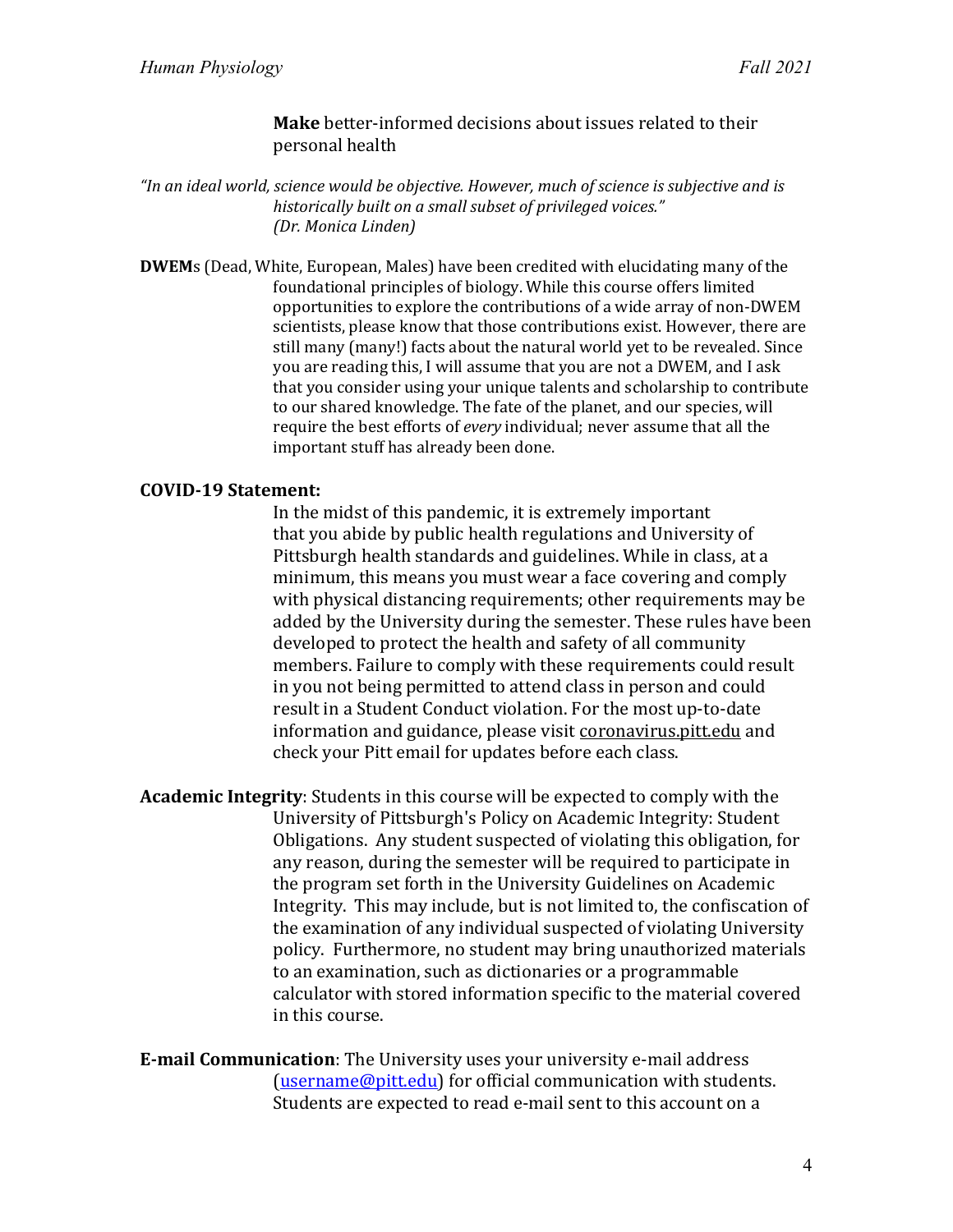**Make** better-informed decisions about issues related to their personal health

*"In an ideal world, science would be objective. However, much of science is subjective and is historically built on a small subset of privileged voices."*
*(Dr. Monica Linden)*

**DWEM**s (Dead, White, European, Males) have been credited with elucidating many of the foundational principles of biology. While this course offers limited opportunities to explore the contributions of a wide array of non-DWEM scientists, please know that those contributions exist. However, there are still many (many!) facts about the natural world yet to be revealed. Since you are reading this, I will assume that you are not a DWEM, and I ask that you consider using your unique talents and scholarship to contribute to our shared knowledge. The fate of the planet, and our species, will require the best efforts of *every* individual; never assume that all the important stuff has already been done.

**COVID-19 Statement:**

In the midst of this pandemic, it is extremely important that you abide by public health regulations and University of Pittsburgh health standards and guidelines. While in class, at a minimum, this means you must wear a face covering and comply with physical distancing requirements; other requirements may be added by the University during the semester. These rules have been developed to protect the health and safety of all community members. Failure to comply with these requirements could result in you not being permitted to attend class in person and could result in a Student Conduct violation. For the most up-to-date information and guidance, please visit coronavirus.pitt.edu and check your Pitt email for updates before each class.

**Academic Integrity**: Students in this course will be expected to comply with the University of Pittsburgh's Policy on Academic Integrity: Student Obligations. Any student suspected of violating this obligation, for any reason, during the semester will be required to participate in the program set forth in the University Guidelines on Academic Integrity. This may include, but is not limited to, the confiscation of the examination of any individual suspected of violating University policy. Furthermore, no student may bring unauthorized materials to an examination, such as dictionaries or a programmable calculator with stored information specific to the material covered in this course.

**E-mail Communication**: The University uses your university e-mail address (username@pitt.edu) for official communication with students. Students are expected to read e-mail sent to this account on a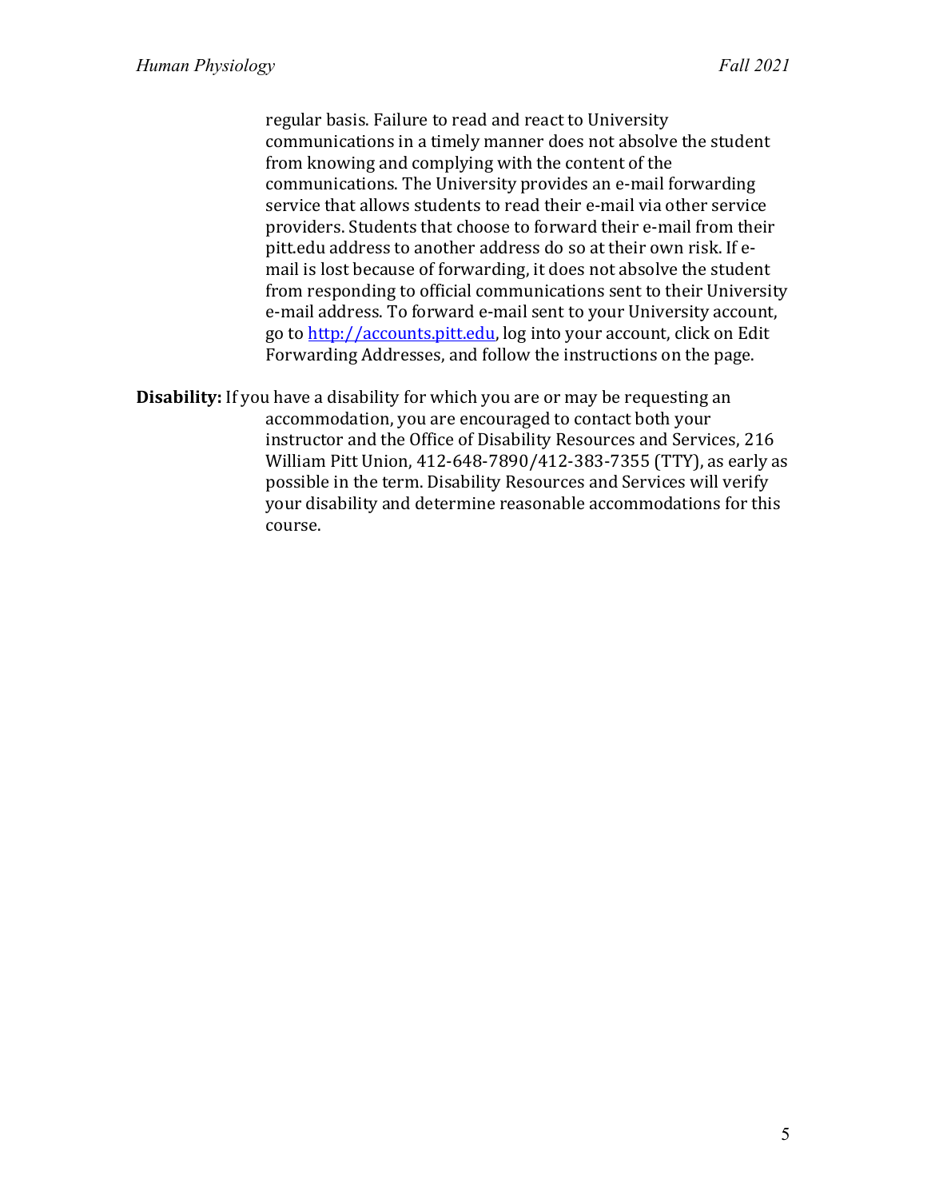regular basis. Failure to read and react to University communications in a timely manner does not absolve the student from knowing and complying with the content of the communications. The University provides an e-mail forwarding service that allows students to read their e-mail via other service providers. Students that choose to forward their e-mail from their pitt.edu address to another address do so at their own risk. If e-mail is lost because of forwarding, it does not absolve the student from responding to official communications sent to their University e-mail address. To forward e-mail sent to your University account, go to [http://accounts.pitt.edu](http://accounts.pitt.edu), log into your account, click on Edit Forwarding Addresses, and follow the instructions on the page.

**Disability:** If you have a disability for which you are or may be requesting an accommodation, you are encouraged to contact both your instructor and the Office of Disability Resources and Services, 216 William Pitt Union, 412-648-7890/412-383-7355 (TTY), as early as possible in the term. Disability Resources and Services will verify your disability and determine reasonable accommodations for this course.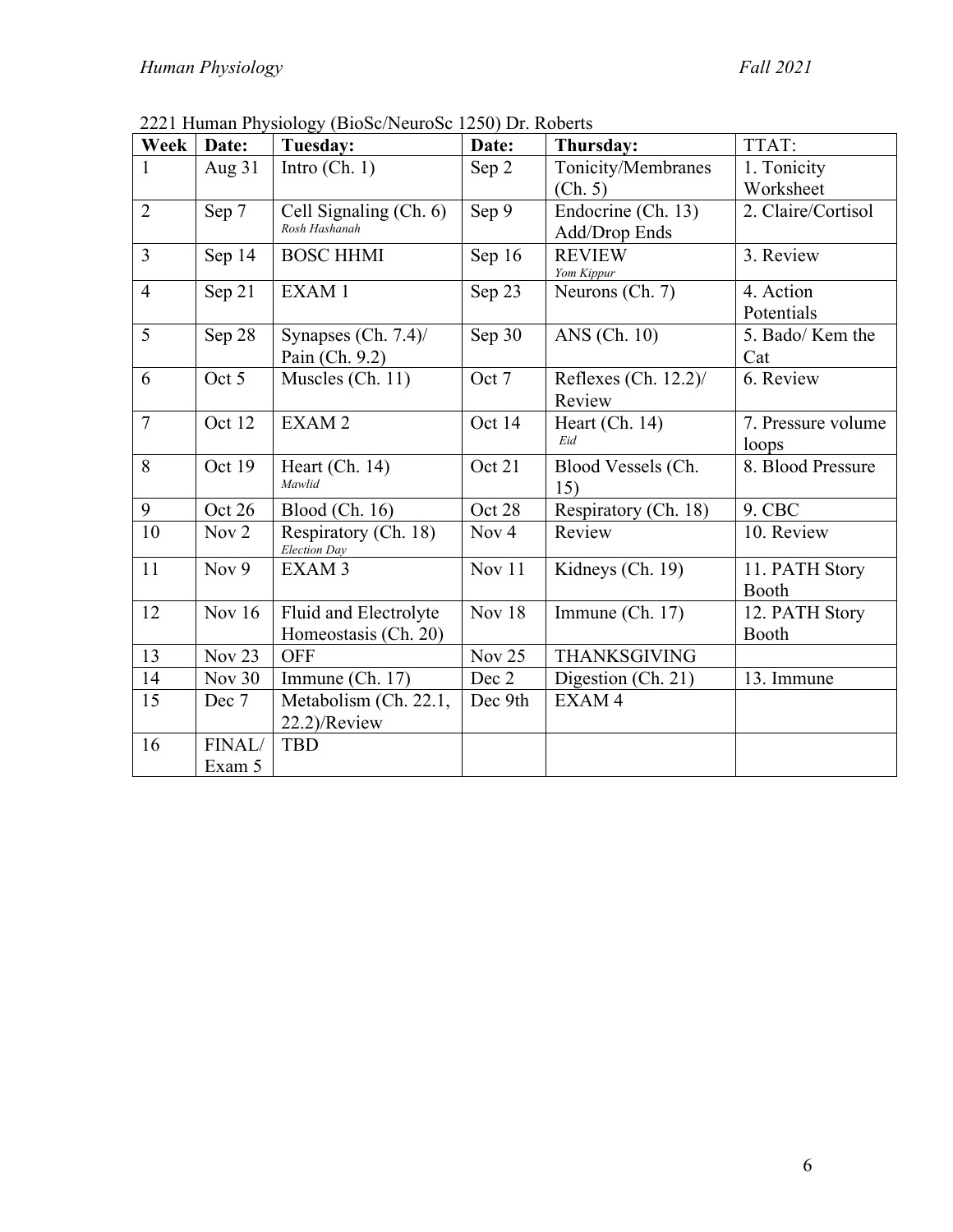2221 Human Physiology (BioSc/NeuroSc 1250) Dr. Roberts

| Week | Date: | Tuesday: | Date: | Thursday: | TTAT: |
|---|---|---|---|---|---|
| 1 | Aug 31 | Intro (Ch. 1) | Sep 2 | Tonicity/Membranes (Ch. 5) | 1. Tonicity Worksheet |
| 2 | Sep 7 | Cell Signaling (Ch. 6) *Rosh Hashanah* | Sep 9 | Endocrine (Ch. 13) Add/Drop Ends | 2. Claire/Cortisol |
| 3 | Sep 14 | BOSC HHMI | Sep 16 | REVIEW *Yom Kippur* | 3. Review |
| 4 | Sep 21 | EXAM 1 | Sep 23 | Neurons (Ch. 7) | 4. Action Potentials |
| 5 | Sep 28 | Synapses (Ch. 7.4)/ Pain (Ch. 9.2) | Sep 30 | ANS (Ch. 10) | 5. Bado/ Kem the Cat |
| 6 | Oct 5 | Muscles (Ch. 11) | Oct 7 | Reflexes (Ch. 12.2)/ Review | 6. Review |
| 7 | Oct 12 | EXAM 2 | Oct 14 | Heart (Ch. 14) *Eid* | 7. Pressure volume loops |
| 8 | Oct 19 | Heart (Ch. 14) *Mawlid* | Oct 21 | Blood Vessels (Ch. 15) | 8. Blood Pressure |
| 9 | Oct 26 | Blood (Ch. 16) | Oct 28 | Respiratory (Ch. 18) | 9. CBC |
| 10 | Nov 2 | Respiratory (Ch. 18) *Election Day* | Nov 4 | Review | 10. Review |
| 11 | Nov 9 | EXAM 3 | Nov 11 | Kidneys (Ch. 19) | 11. PATH Story Booth |
| 12 | Nov 16 | Fluid and Electrolyte Homeostasis (Ch. 20) | Nov 18 | Immune (Ch. 17) | 12. PATH Story Booth |
| 13 | Nov 23 | OFF | Nov 25 | THANKSGIVING | |
| 14 | Nov 30 | Immune (Ch. 17) | Dec 2 | Digestion (Ch. 21) | 13. Immune |
| 15 | Dec 7 | Metabolism (Ch. 22.1, 22.2)/Review | Dec 9th | EXAM 4 | |
| 16 | FINAL/ Exam 5 | TBD | | | |